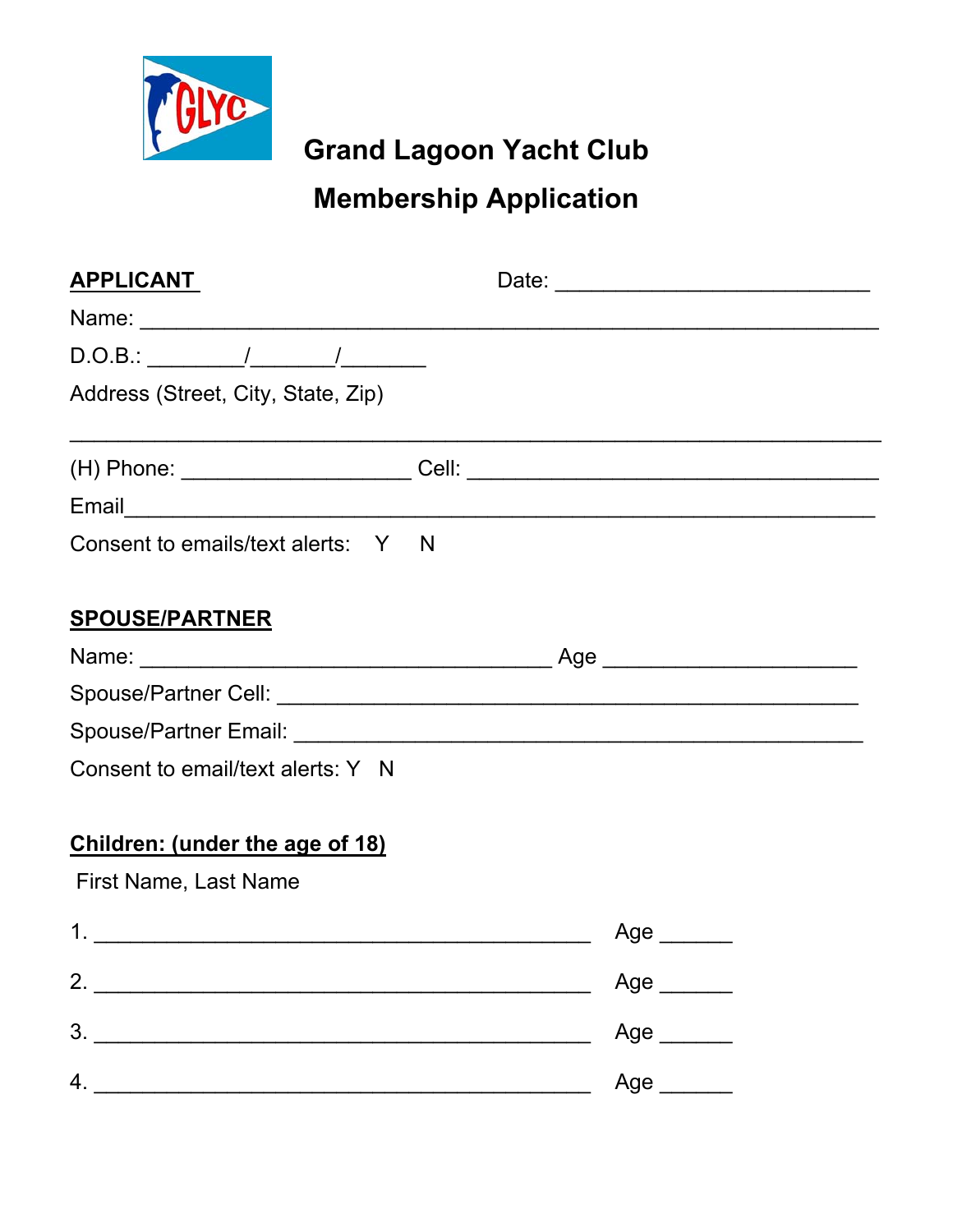# Grand Lagoon Yacht Club

## Membership Application

**APPLICANT** Date: ___________________________

Name: ______________________________________________________________

D.O.B.: ________/_______/_______

Address (Street, City, State, Zip)

______________________________________________________________________

(H) Phone: ___________________ Cell: ___________________________________

Email_______________________________________________________________

Consent to emails/text alerts: Y N

**SPOUSE/PARTNER**

Name: ___________________________________ Age _____________________

Spouse/Partner Cell: ________________________________________________

Spouse/Partner Email: _______________________________________________

Consent to email/text alerts: Y N

**Children: (under the age of 18)**

First Name, Last Name

1. __________________________________________ Age ______

2. __________________________________________ Age ______

3. __________________________________________ Age ______

4. __________________________________________ Age ______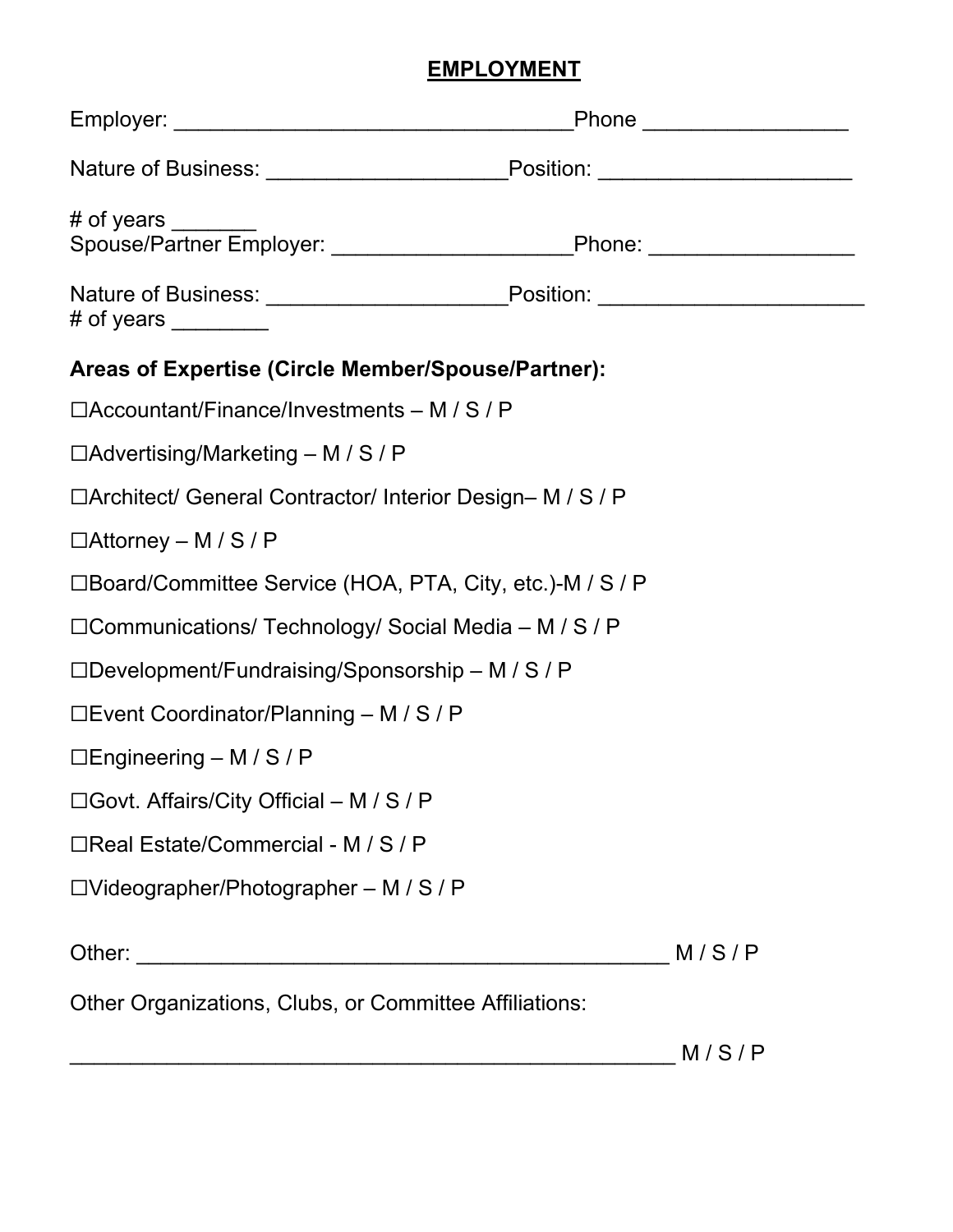## **EMPLOYMENT**

Employer: _________________________________Phone ________________

Nature of Business: ____________________Position: ____________________

# of years _______
Spouse/Partner Employer: ____________________Phone: ________________

Nature of Business: ____________________Position: ______________________
# of years ________

**Areas of Expertise (Circle Member/Spouse/Partner):**

☐Accountant/Finance/Investments – M / S / P

☐Advertising/Marketing – M / S / P

☐Architect/ General Contractor/ Interior Design– M / S / P

☐Attorney – M / S / P

☐Board/Committee Service (HOA, PTA, City, etc.)-M / S / P

☐Communications/ Technology/ Social Media – M / S / P

☐Development/Fundraising/Sponsorship – M / S / P

☐Event Coordinator/Planning – M / S / P

☐Engineering – M / S / P

☐Govt. Affairs/City Official – M / S / P

☐Real Estate/Commercial - M / S / P

☐Videographer/Photographer – M / S / P

Other: ____________________________________________ M / S / P

Other Organizations, Clubs, or Committee Affiliations:

_________________________________________________ M / S / P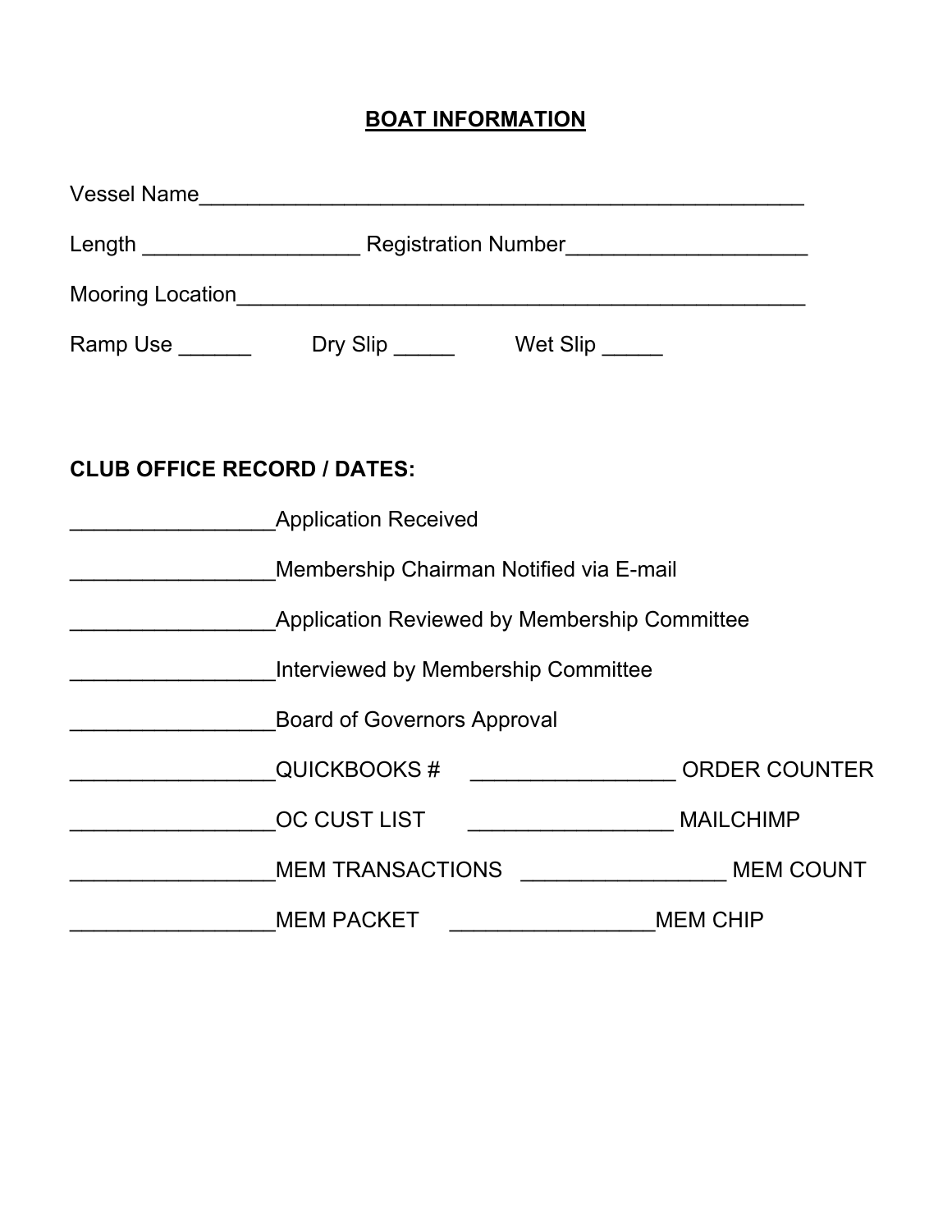## BOAT INFORMATION

Vessel Name_______________________________________________________

Length __________________ Registration Number____________________

Mooring Location__________________________________________________

Ramp Use ______ Dry Slip _____ Wet Slip _____

**CLUB OFFICE RECORD / DATES:**

_________________Application Received

_________________Membership Chairman Notified via E-mail

_________________Application Reviewed by Membership Committee

_________________Interviewed by Membership Committee

_________________Board of Governors Approval

_________________QUICKBOOKS # _________________ ORDER COUNTER

_________________OC CUST LIST _________________ MAILCHIMP

_________________MEM TRANSACTIONS _________________ MEM COUNT

_________________MEM PACKET _________________MEM CHIP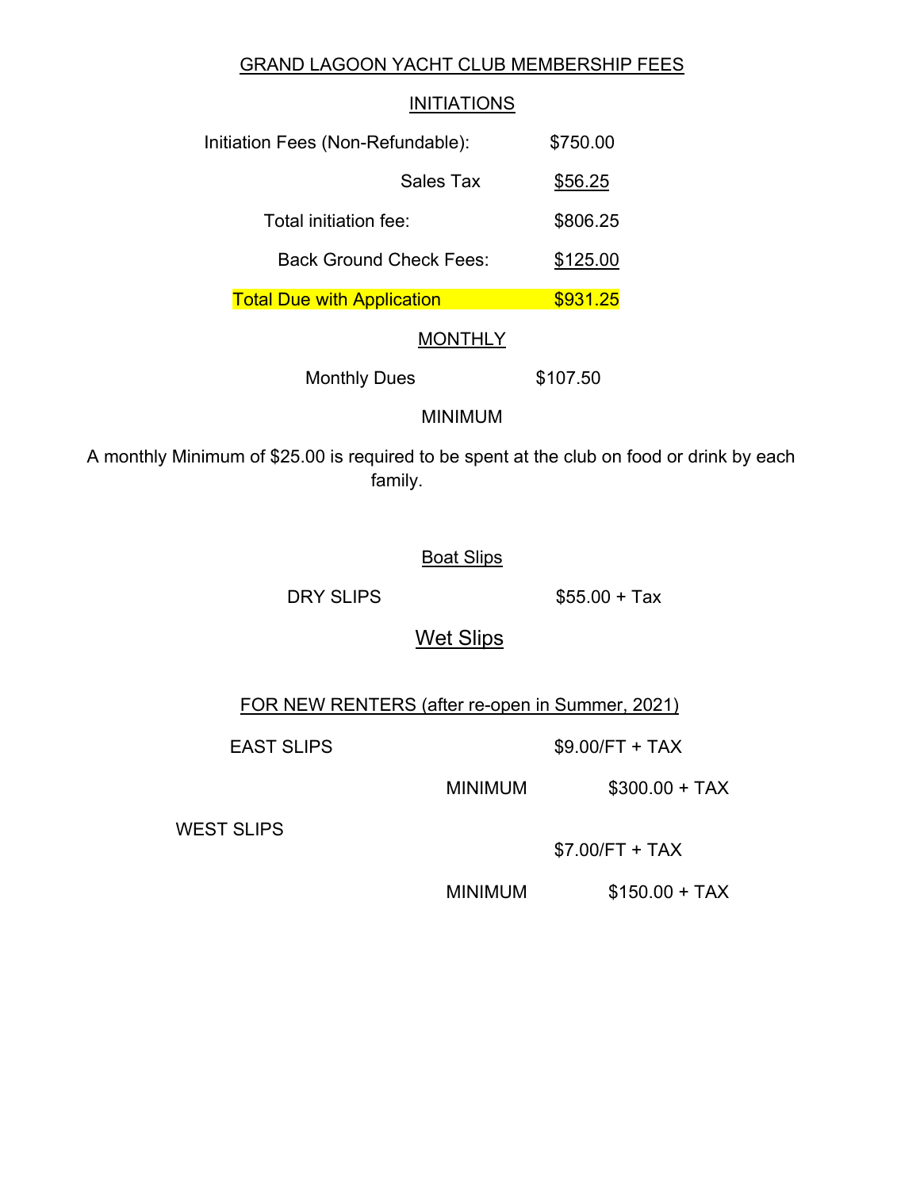# GRAND LAGOON YACHT CLUB MEMBERSHIP FEES

## INITIATIONS

| | |
|---|---|
| Initiation Fees (Non-Refundable): | $750.00 |
| Sales Tax | $56.25 |
| Total initiation fee: | $806.25 |
| Back Ground Check Fees: | $125.00 |
| **Total Due with Application** | **$931.25** |

## MONTHLY

| | |
|---|---|
| Monthly Dues | $107.50 |

## MINIMUM

A monthly Minimum of $25.00 is required to be spent at the club on food or drink by each family.

## Boat Slips

| | |
|---|---|
| DRY SLIPS | $55.00 + Tax |

## Wet Slips

### FOR NEW RENTERS (after re-open in Summer, 2021)

| | | |
|---|---|---|
| EAST SLIPS | | $9.00/FT + TAX |
| | MINIMUM | $300.00 + TAX |
| WEST SLIPS | | $7.00/FT + TAX |
| | MINIMUM | $150.00 + TAX |